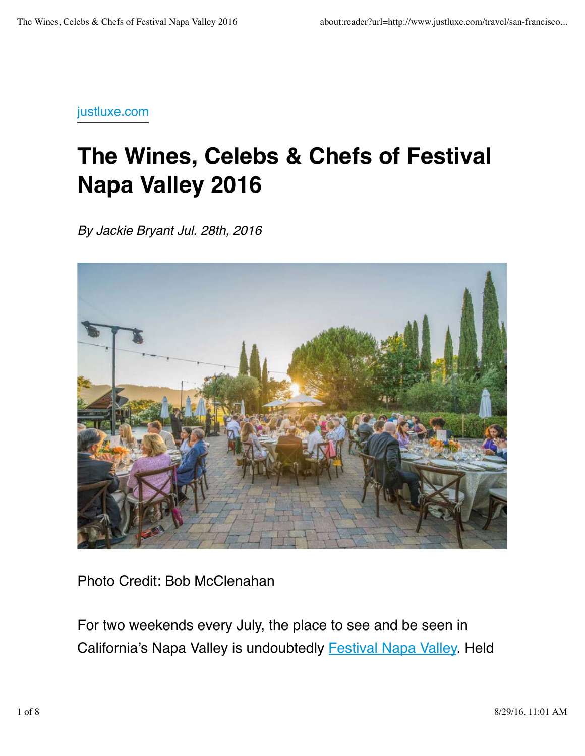justluxe.com

# The Wines, Celebs & Chefs of Festival Napa Valley 2016

*By Jackie Bryant Jul. 28th, 2016*

Photo Credit: Bob McClenahan

For two weekends every July, the place to see and be seen in California's Napa Valley is undoubtedly Festival Napa Valley. Held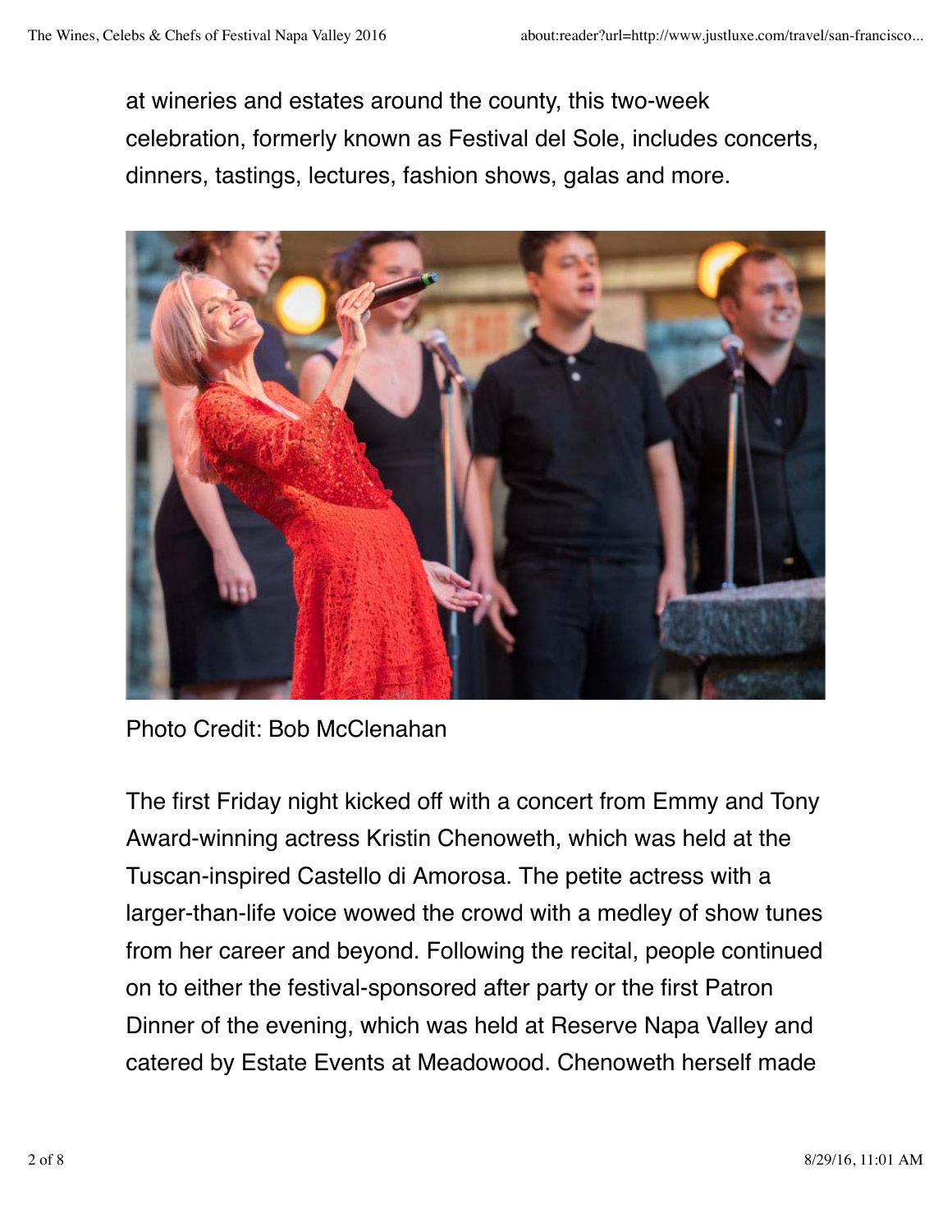at wineries and estates around the county, this two-week celebration, formerly known as Festival del Sole, includes concerts, dinners, tastings, lectures, fashion shows, galas and more.

Photo Credit: Bob McClenahan

The first Friday night kicked off with a concert from Emmy and Tony Award-winning actress Kristin Chenoweth, which was held at the Tuscan-inspired Castello di Amorosa. The petite actress with a larger-than-life voice wowed the crowd with a medley of show tunes from her career and beyond. Following the recital, people continued on to either the festival-sponsored after party or the first Patron Dinner of the evening, which was held at Reserve Napa Valley and catered by Estate Events at Meadowood. Chenoweth herself made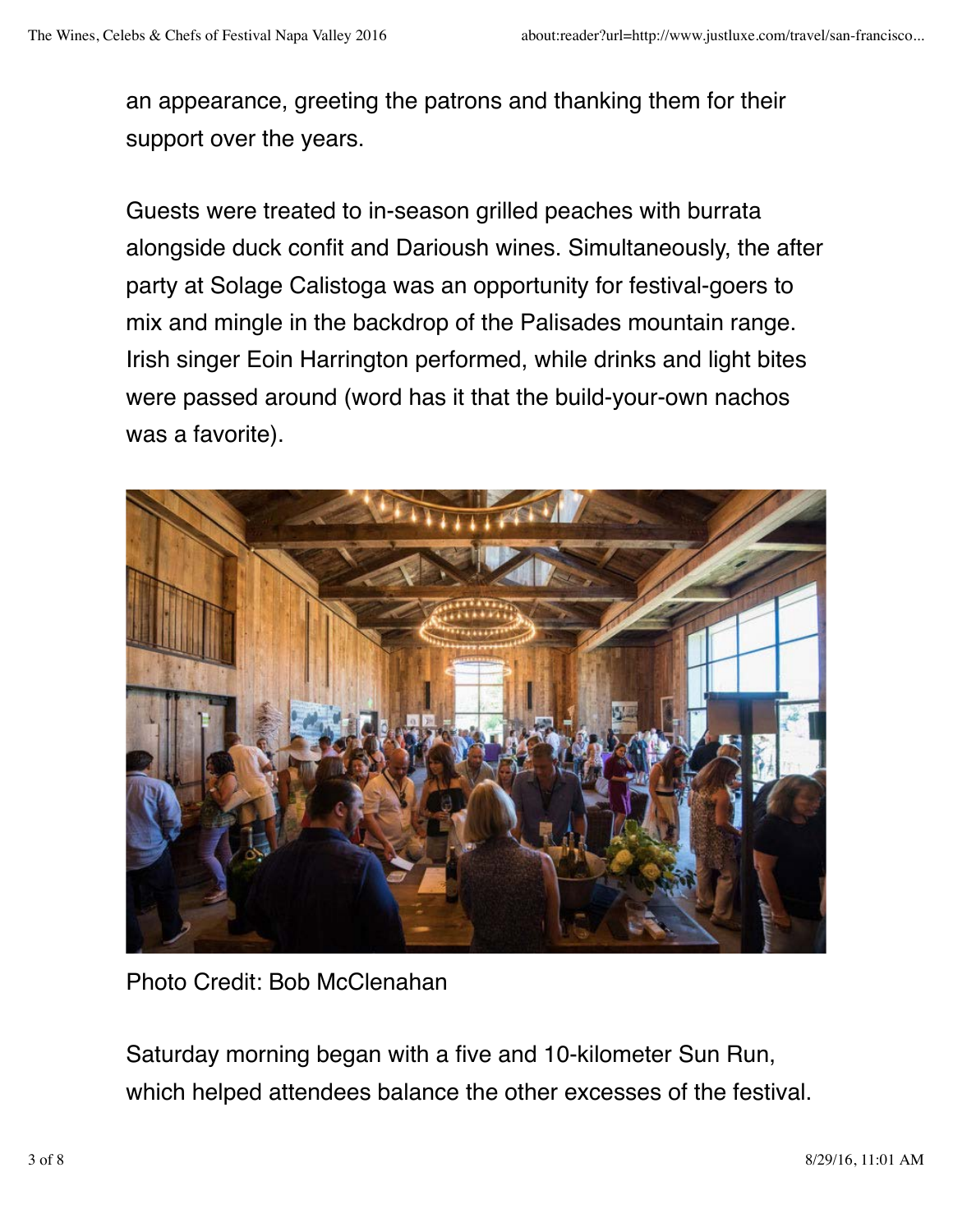an appearance, greeting the patrons and thanking them for their support over the years.

Guests were treated to in-season grilled peaches with burrata alongside duck confit and Darioush wines. Simultaneously, the after party at Solage Calistoga was an opportunity for festival-goers to mix and mingle in the backdrop of the Palisades mountain range. Irish singer Eoin Harrington performed, while drinks and light bites were passed around (word has it that the build-your-own nachos was a favorite).

Photo Credit: Bob McClenahan

Saturday morning began with a five and 10-kilometer Sun Run, which helped attendees balance the other excesses of the festival.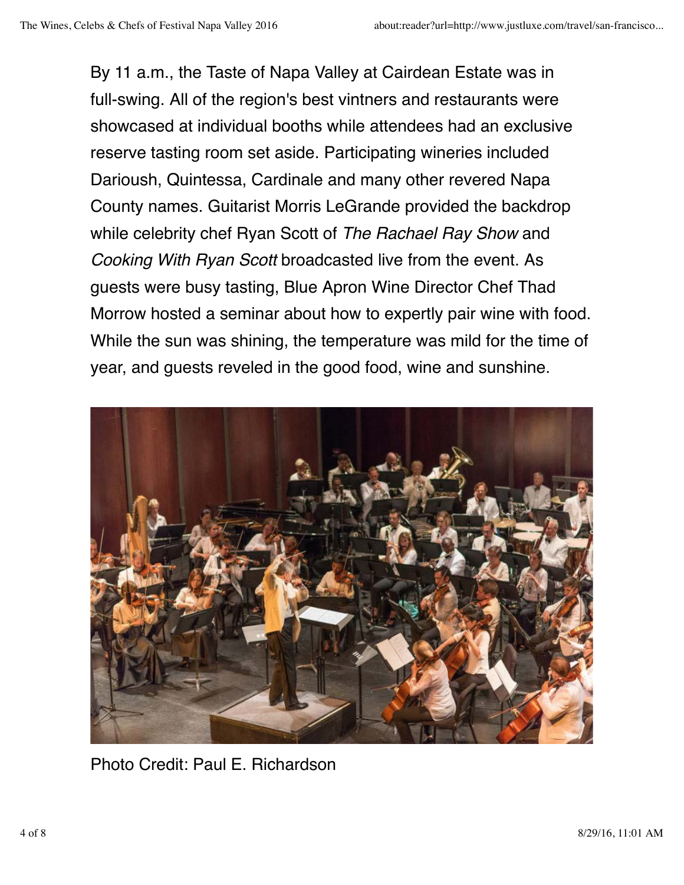By 11 a.m., the Taste of Napa Valley at Cairdean Estate was in full-swing. All of the region's best vintners and restaurants were showcased at individual booths while attendees had an exclusive reserve tasting room set aside. Participating wineries included Darioush, Quintessa, Cardinale and many other revered Napa County names. Guitarist Morris LeGrande provided the backdrop while celebrity chef Ryan Scott of *The Rachael Ray Show* and *Cooking With Ryan Scott* broadcasted live from the event. As guests were busy tasting, Blue Apron Wine Director Chef Thad Morrow hosted a seminar about how to expertly pair wine with food. While the sun was shining, the temperature was mild for the time of year, and guests reveled in the good food, wine and sunshine.

Photo Credit: Paul E. Richardson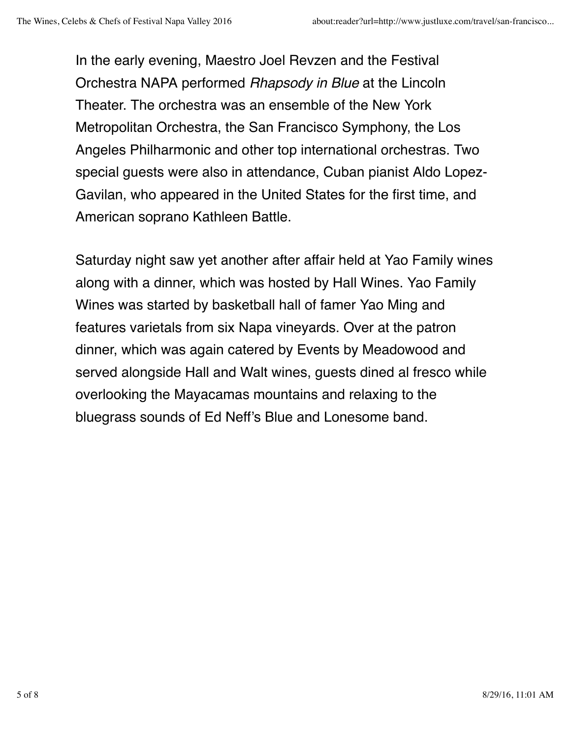In the early evening, Maestro Joel Revzen and the Festival Orchestra NAPA performed *Rhapsody in Blue* at the Lincoln Theater. The orchestra was an ensemble of the New York Metropolitan Orchestra, the San Francisco Symphony, the Los Angeles Philharmonic and other top international orchestras. Two special guests were also in attendance, Cuban pianist Aldo Lopez-Gavilan, who appeared in the United States for the first time, and American soprano Kathleen Battle.

Saturday night saw yet another after affair held at Yao Family wines along with a dinner, which was hosted by Hall Wines. Yao Family Wines was started by basketball hall of famer Yao Ming and features varietals from six Napa vineyards. Over at the patron dinner, which was again catered by Events by Meadowood and served alongside Hall and Walt wines, guests dined al fresco while overlooking the Mayacamas mountains and relaxing to the bluegrass sounds of Ed Neff's Blue and Lonesome band.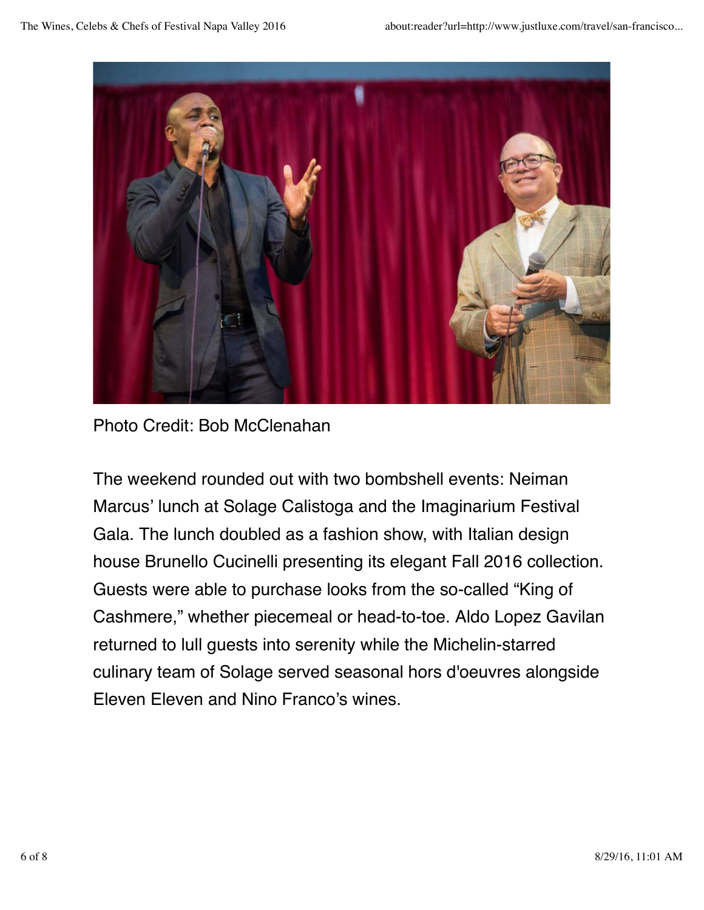Photo Credit: Bob McClenahan

The weekend rounded out with two bombshell events: Neiman Marcus' lunch at Solage Calistoga and the Imaginarium Festival Gala. The lunch doubled as a fashion show, with Italian design house Brunello Cucinelli presenting its elegant Fall 2016 collection. Guests were able to purchase looks from the so-called "King of Cashmere," whether piecemeal or head-to-toe. Aldo Lopez Gavilan returned to lull guests into serenity while the Michelin-starred culinary team of Solage served seasonal hors d'oeuvres alongside Eleven Eleven and Nino Franco's wines.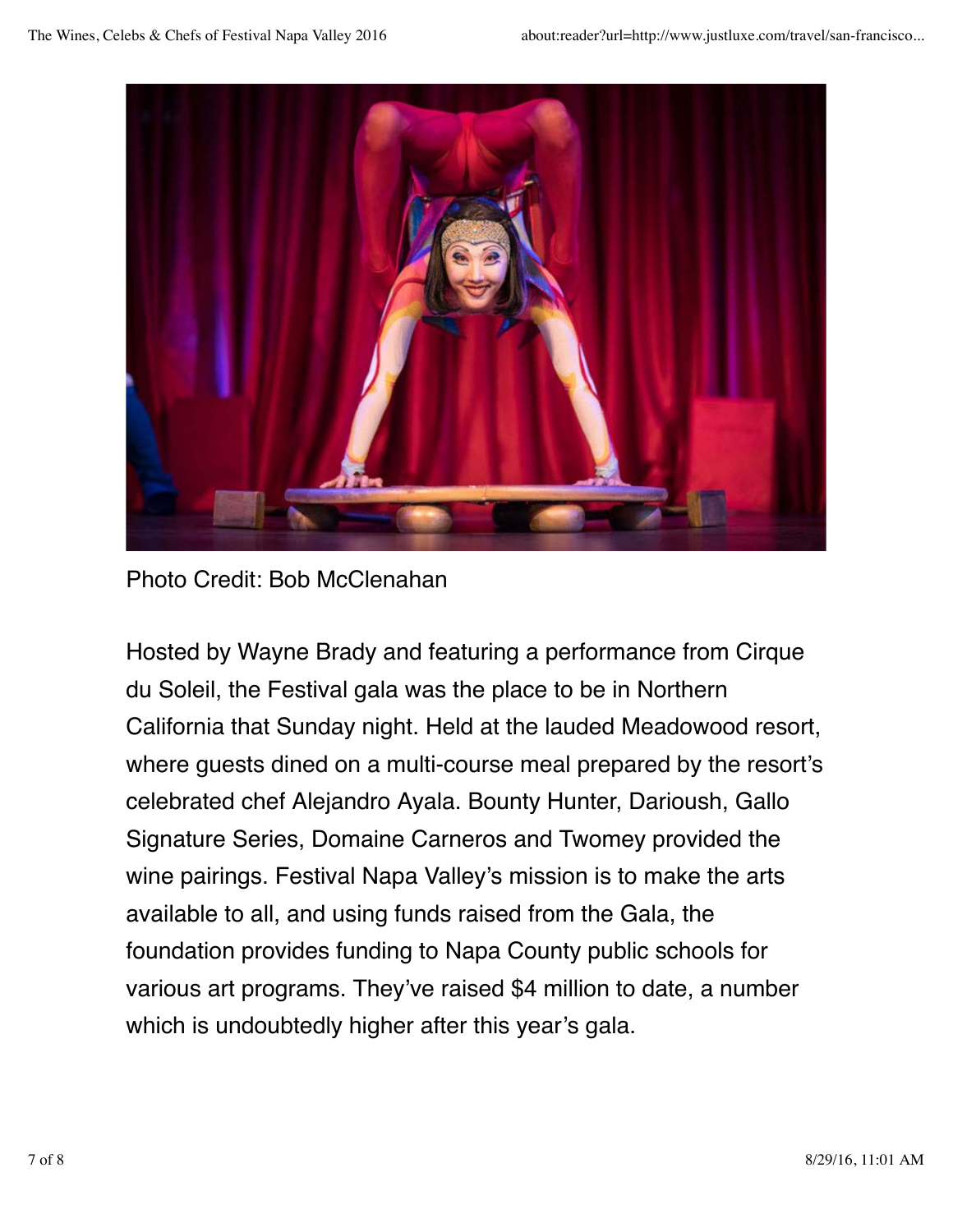Photo Credit: Bob McClenahan

Hosted by Wayne Brady and featuring a performance from Cirque du Soleil, the Festival gala was the place to be in Northern California that Sunday night. Held at the lauded Meadowood resort, where guests dined on a multi-course meal prepared by the resort's celebrated chef Alejandro Ayala. Bounty Hunter, Darioush, Gallo Signature Series, Domaine Carneros and Twomey provided the wine pairings. Festival Napa Valley's mission is to make the arts available to all, and using funds raised from the Gala, the foundation provides funding to Napa County public schools for various art programs. They've raised $4 million to date, a number which is undoubtedly higher after this year's gala.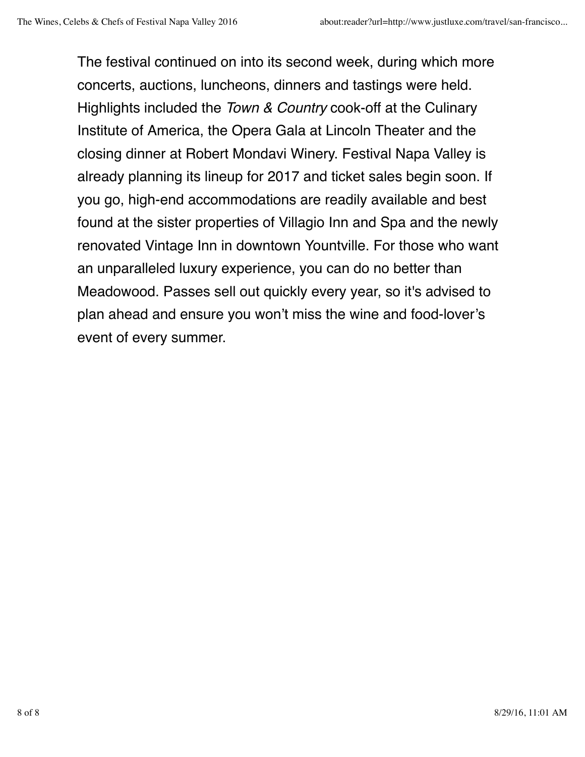The festival continued on into its second week, during which more concerts, auctions, luncheons, dinners and tastings were held. Highlights included the *Town & Country* cook-off at the Culinary Institute of America, the Opera Gala at Lincoln Theater and the closing dinner at Robert Mondavi Winery. Festival Napa Valley is already planning its lineup for 2017 and ticket sales begin soon. If you go, high-end accommodations are readily available and best found at the sister properties of Villagio Inn and Spa and the newly renovated Vintage Inn in downtown Yountville. For those who want an unparalleled luxury experience, you can do no better than Meadowood. Passes sell out quickly every year, so it's advised to plan ahead and ensure you won't miss the wine and food-lover's event of every summer.